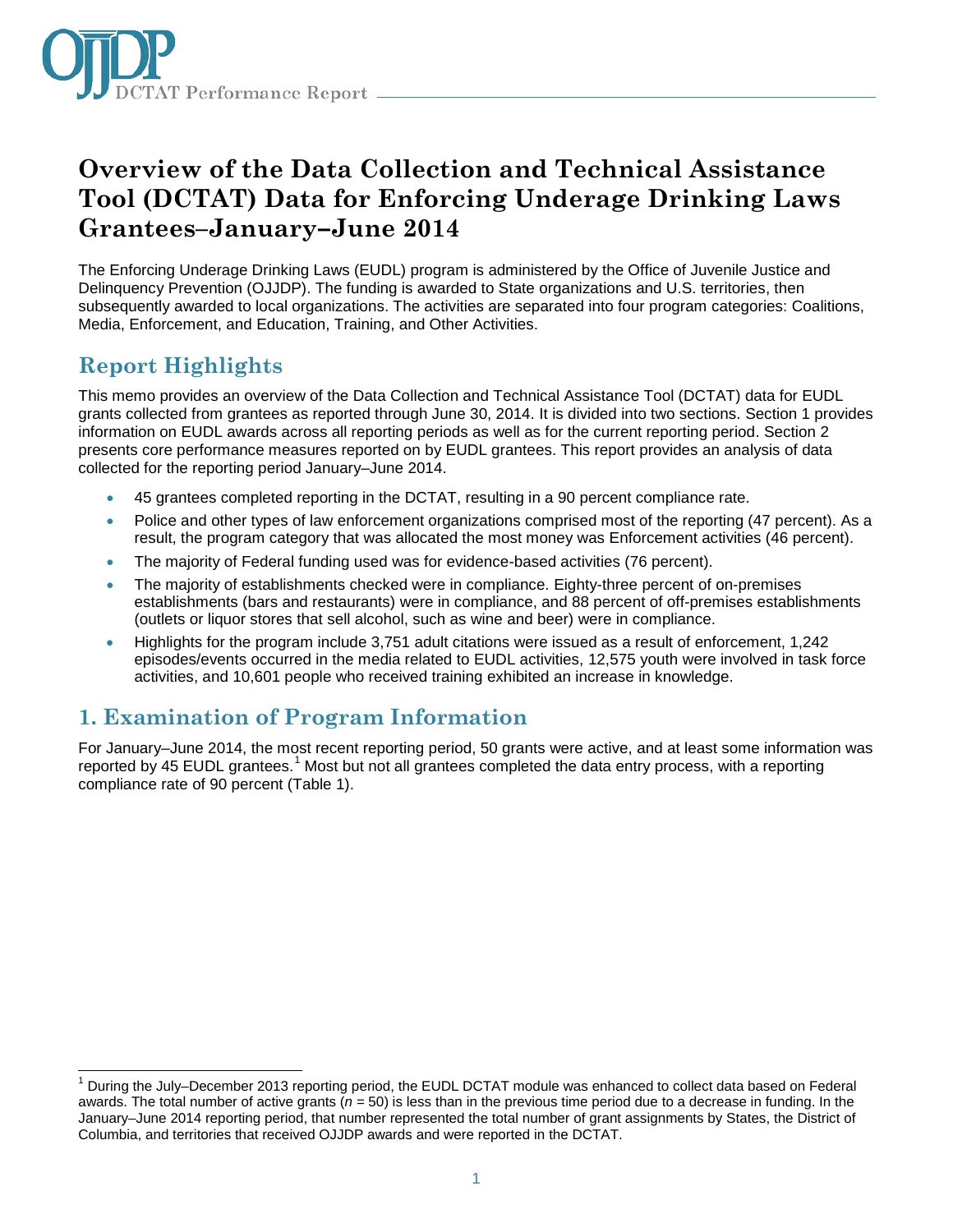# Overview of the Data Collection and Technical Assistance Tool (DCTAT) Data for Enforcing Underage Drinking Laws Grantees–January–June 2014

The Enforcing Underage Drinking Laws (EUDL) program is administered by the Office of Juvenile Justice and Delinquency Prevention (OJJDP). The funding is awarded to State organizations and U.S. territories, then subsequently awarded to local organizations. The activities are separated into four program categories: Coalitions, Media, Enforcement, and Education, Training, and Other Activities.

## Report Highlights

This memo provides an overview of the Data Collection and Technical Assistance Tool (DCTAT) data for EUDL grants collected from grantees as reported through June 30, 2014. It is divided into two sections. Section 1 provides information on EUDL awards across all reporting periods as well as for the current reporting period. Section 2 presents core performance measures reported on by EUDL grantees. This report provides an analysis of data collected for the reporting period January–June 2014.

- 45 grantees completed reporting in the DCTAT, resulting in a 90 percent compliance rate.
- Police and other types of law enforcement organizations comprised most of the reporting (47 percent). As a result, the program category that was allocated the most money was Enforcement activities (46 percent).
- The majority of Federal funding used was for evidence-based activities (76 percent).
- The majority of establishments checked were in compliance. Eighty-three percent of on-premises establishments (bars and restaurants) were in compliance, and 88 percent of off-premises establishments (outlets or liquor stores that sell alcohol, such as wine and beer) were in compliance.
- Highlights for the program include 3,751 adult citations were issued as a result of enforcement, 1,242 episodes/events occurred in the media related to EUDL activities, 12,575 youth were involved in task force activities, and 10,601 people who received training exhibited an increase in knowledge.

## 1. Examination of Program Information

For January–June 2014, the most recent reporting period, 50 grants were active, and at least some information was reported by 45 EUDL grantees.[1] Most but not all grantees completed the data entry process, with a reporting compliance rate of 90 percent (Table 1).

[1] During the July–December 2013 reporting period, the EUDL DCTAT module was enhanced to collect data based on Federal awards. The total number of active grants ($n$ = 50) is less than in the previous time period due to a decrease in funding. In the January–June 2014 reporting period, that number represented the total number of grant assignments by States, the District of Columbia, and territories that received OJJDP awards and were reported in the DCTAT.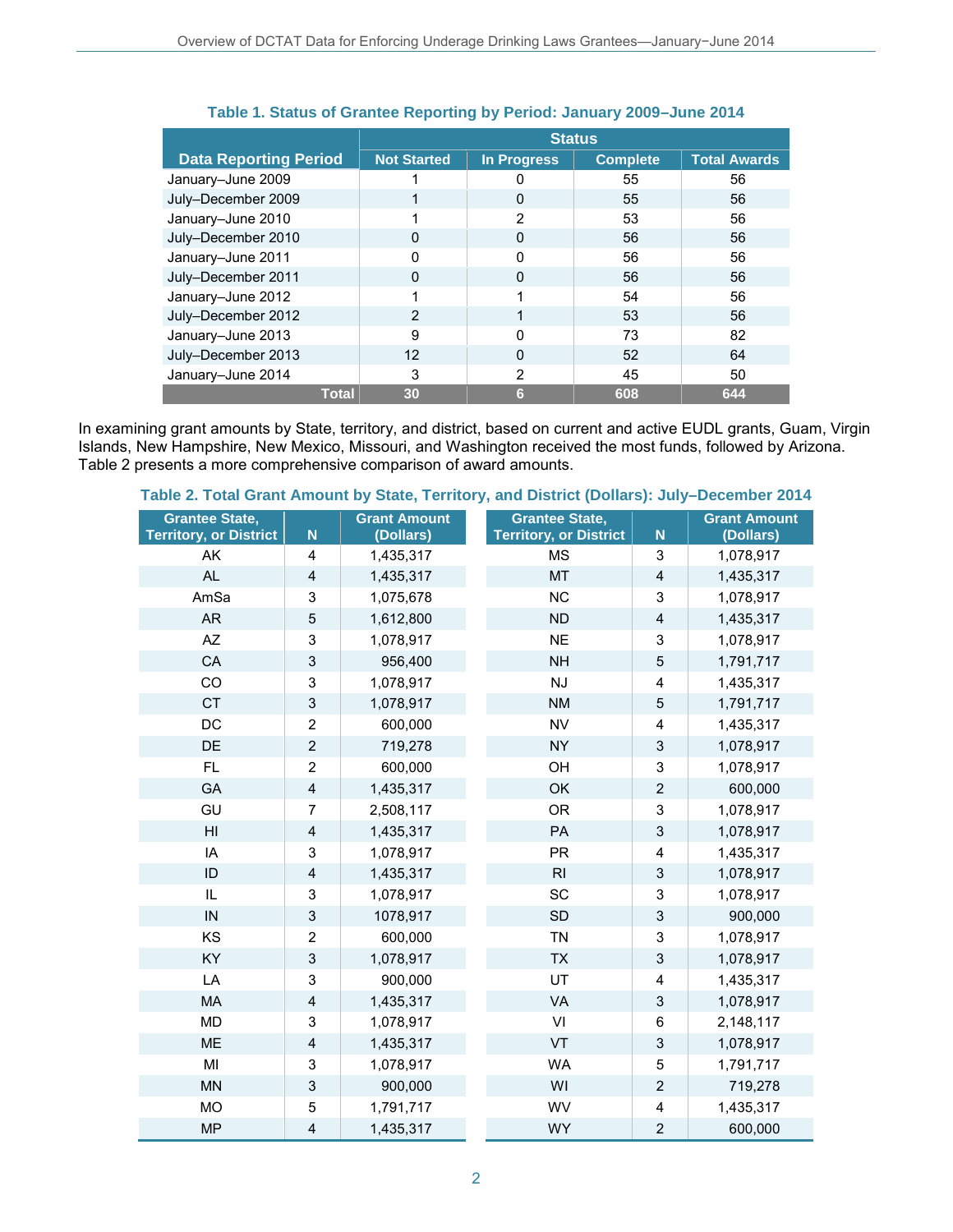**Table 1. Status of Grantee Reporting by Period: January 2009–June 2014**

| Data Reporting Period | Status | | | |
|---|---|---|---|---|
| | Not Started | In Progress | Complete | Total Awards |
| January–June 2009 | 1 | 0 | 55 | 56 |
| July–December 2009 | 1 | 0 | 55 | 56 |
| January–June 2010 | 1 | 2 | 53 | 56 |
| July–December 2010 | 0 | 0 | 56 | 56 |
| January–June 2011 | 0 | 0 | 56 | 56 |
| July–December 2011 | 0 | 0 | 56 | 56 |
| January–June 2012 | 1 | 1 | 54 | 56 |
| July–December 2012 | 2 | 1 | 53 | 56 |
| January–June 2013 | 9 | 0 | 73 | 82 |
| July–December 2013 | 12 | 0 | 52 | 64 |
| January–June 2014 | 3 | 2 | 45 | 50 |
| **Total** | **30** | **6** | **608** | **644** |

In examining grant amounts by State, territory, and district, based on current and active EUDL grants, Guam, Virgin Islands, New Hampshire, New Mexico, Missouri, and Washington received the most funds, followed by Arizona. Table 2 presents a more comprehensive comparison of award amounts.

**Table 2. Total Grant Amount by State, Territory, and District (Dollars): July–December 2014**

| Grantee State, Territory, or District | N | Grant Amount (Dollars) |
|---|---|---|
| AK | 4 | 1,435,317 |
| AL | 4 | 1,435,317 |
| AmSa | 3 | 1,075,678 |
| AR | 5 | 1,612,800 |
| AZ | 3 | 1,078,917 |
| CA | 3 | 956,400 |
| CO | 3 | 1,078,917 |
| CT | 3 | 1,078,917 |
| DC | 2 | 600,000 |
| DE | 2 | 719,278 |
| FL | 2 | 600,000 |
| GA | 4 | 1,435,317 |
| GU | 7 | 2,508,117 |
| HI | 4 | 1,435,317 |
| IA | 3 | 1,078,917 |
| ID | 4 | 1,435,317 |
| IL | 3 | 1,078,917 |
| IN | 3 | 1078,917 |
| KS | 2 | 600,000 |
| KY | 3 | 1,078,917 |
| LA | 3 | 900,000 |
| MA | 4 | 1,435,317 |
| MD | 3 | 1,078,917 |
| ME | 4 | 1,435,317 |
| MI | 3 | 1,078,917 |
| MN | 3 | 900,000 |
| MO | 5 | 1,791,717 |
| MP | 4 | 1,435,317 |
| MS | 3 | 1,078,917 |
| MT | 4 | 1,435,317 |
| NC | 3 | 1,078,917 |
| ND | 4 | 1,435,317 |
| NE | 3 | 1,078,917 |
| NH | 5 | 1,791,717 |
| NJ | 4 | 1,435,317 |
| NM | 5 | 1,791,717 |
| NV | 4 | 1,435,317 |
| NY | 3 | 1,078,917 |
| OH | 3 | 1,078,917 |
| OK | 2 | 600,000 |
| OR | 3 | 1,078,917 |
| PA | 3 | 1,078,917 |
| PR | 4 | 1,435,317 |
| RI | 3 | 1,078,917 |
| SC | 3 | 1,078,917 |
| SD | 3 | 900,000 |
| TN | 3 | 1,078,917 |
| TX | 3 | 1,078,917 |
| UT | 4 | 1,435,317 |
| VA | 3 | 1,078,917 |
| VI | 6 | 2,148,117 |
| VT | 3 | 1,078,917 |
| WA | 5 | 1,791,717 |
| WI | 2 | 719,278 |
| WV | 4 | 1,435,317 |
| WY | 2 | 600,000 |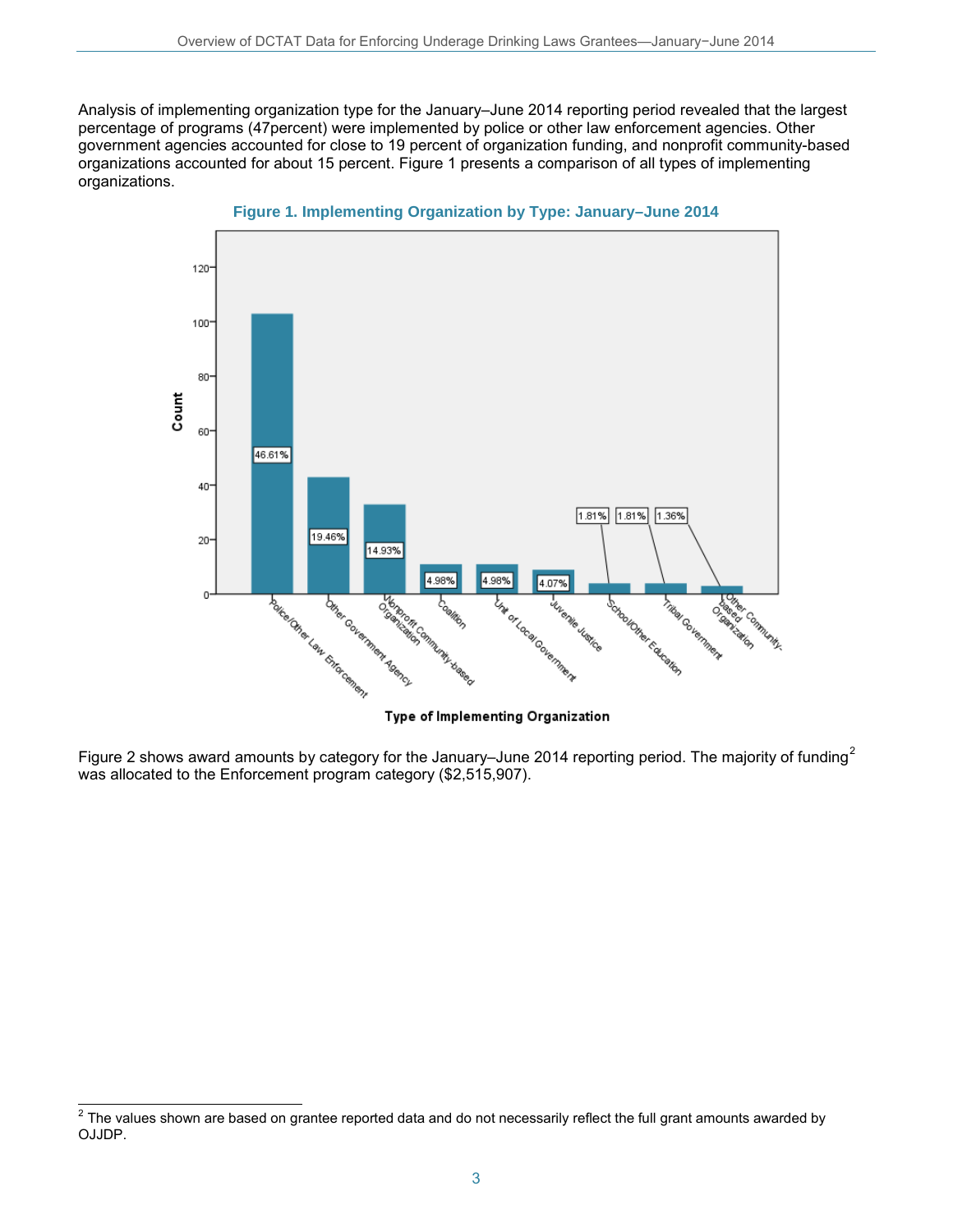Analysis of implementing organization type for the January–June 2014 reporting period revealed that the largest percentage of programs (47percent) were implemented by police or other law enforcement agencies. Other government agencies accounted for close to 19 percent of organization funding, and nonprofit community-based organizations accounted for about 15 percent. Figure 1 presents a comparison of all types of implementing organizations.

**Figure 1. Implementing Organization by Type: January–June 2014**

Figure 2 shows award amounts by category for the January–June 2014 reporting period. The majority of funding[2] was allocated to the Enforcement program category ($2,515,907).

---

[2] The values shown are based on grantee reported data and do not necessarily reflect the full grant amounts awarded by OJJDP.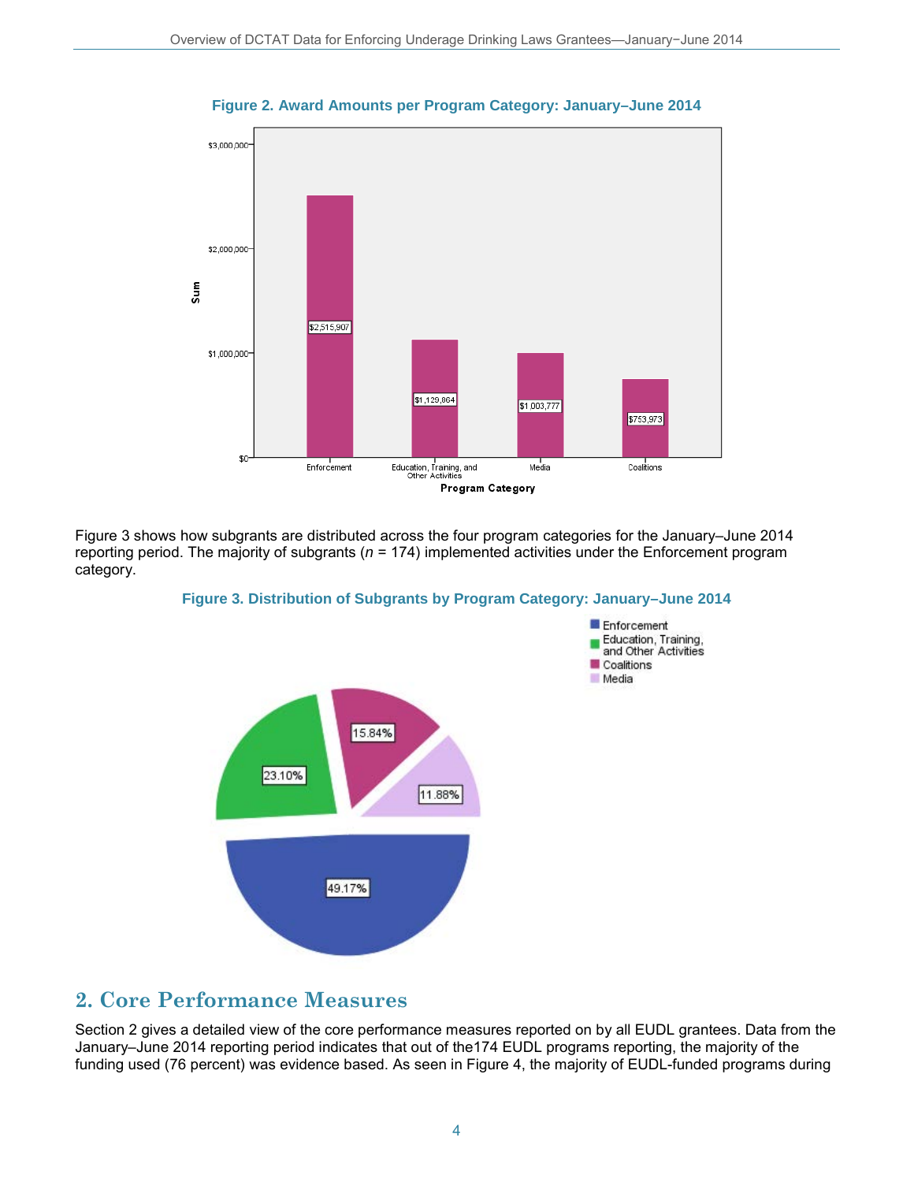**Figure 2. Award Amounts per Program Category: January–June 2014**

| Program Category | Sum |
|---|---|
| Enforcement | $2,515,907 |
| Education, Training, and Other Activities | $1,129,864 |
| Media | $1,003,777 |
| Coalitions | $753,973 |

Figure 3 shows how subgrants are distributed across the four program categories for the January–June 2014 reporting period. The majority of subgrants (*n* = 174) implemented activities under the Enforcement program category.

**Figure 3. Distribution of Subgrants by Program Category: January–June 2014**

| Program Category | Percent |
|---|---|
| Enforcement | 49.17% |
| Education, Training, and Other Activities | 23.10% |
| Coalitions | 15.84% |
| Media | 11.88% |

## 2. Core Performance Measures

Section 2 gives a detailed view of the core performance measures reported on by all EUDL grantees. Data from the January–June 2014 reporting period indicates that out of the174 EUDL programs reporting, the majority of the funding used (76 percent) was evidence based. As seen in Figure 4, the majority of EUDL-funded programs during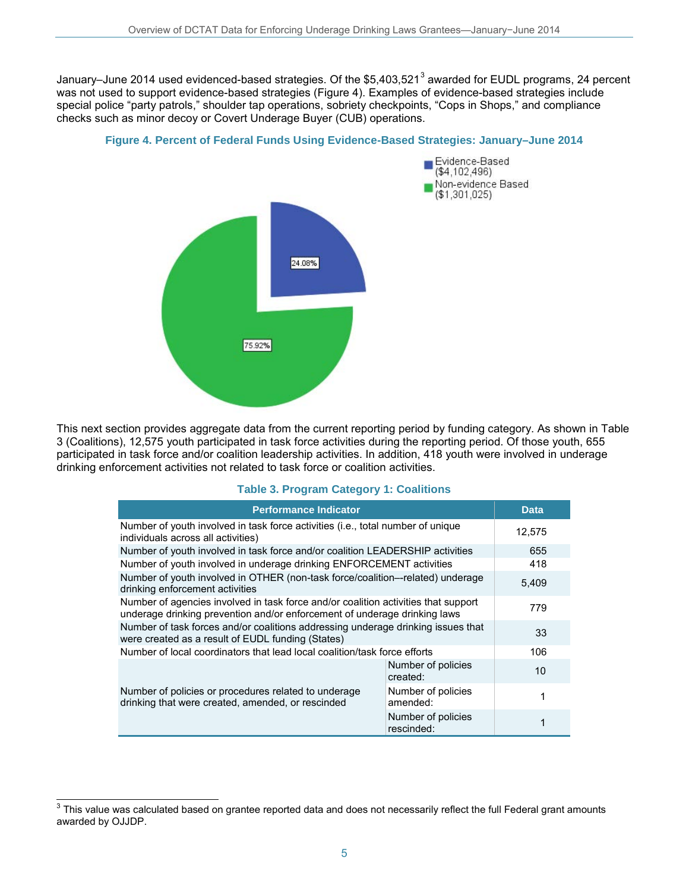January–June 2014 used evidenced-based strategies. Of the $5,403,521[3] awarded for EUDL programs, 24 percent was not used to support evidence-based strategies (Figure 4). Examples of evidence-based strategies include special police "party patrols," shoulder tap operations, sobriety checkpoints, "Cops in Shops," and compliance checks such as minor decoy or Covert Underage Buyer (CUB) operations.

**Figure 4. Percent of Federal Funds Using Evidence-Based Strategies: January–June 2014**

Evidence-Based ($4,102,496)
Non-evidence Based ($1,301,025)

24.08%
75.92%

This next section provides aggregate data from the current reporting period by funding category. As shown in Table 3 (Coalitions), 12,575 youth participated in task force activities during the reporting period. Of those youth, 655 participated in task force and/or coalition leadership activities. In addition, 418 youth were involved in underage drinking enforcement activities not related to task force or coalition activities.

**Table 3. Program Category 1: Coalitions**

| Performance Indicator | | Data |
|---|---|---|
| Number of youth involved in task force activities (i.e., total number of unique individuals across all activities) | | 12,575 |
| Number of youth involved in task force and/or coalition LEADERSHIP activities | | 655 |
| Number of youth involved in underage drinking ENFORCEMENT activities | | 418 |
| Number of youth involved in OTHER (non-task force/coalition–-related) underage drinking enforcement activities | | 5,409 |
| Number of agencies involved in task force and/or coalition activities that support underage drinking prevention and/or enforcement of underage drinking laws | | 779 |
| Number of task forces and/or coalitions addressing underage drinking issues that were created as a result of EUDL funding (States) | | 33 |
| Number of local coordinators that lead local coalition/task force efforts | | 106 |
| Number of policies or procedures related to underage drinking that were created, amended, or rescinded | Number of policies created: | 10 |
| | Number of policies amended: | 1 |
| | Number of policies rescinded: | 1 |

[3] This value was calculated based on grantee reported data and does not necessarily reflect the full Federal grant amounts awarded by OJJDP.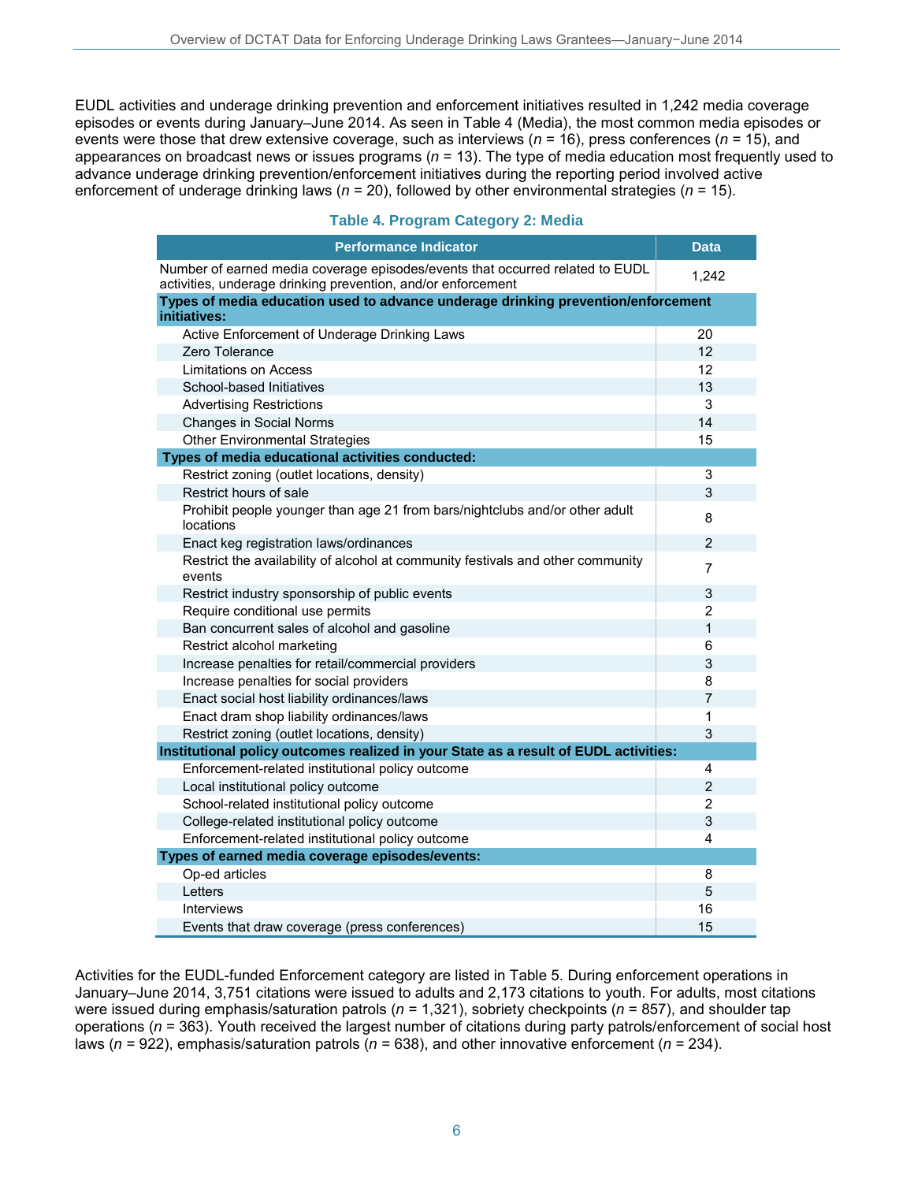EUDL activities and underage drinking prevention and enforcement initiatives resulted in 1,242 media coverage episodes or events during January–June 2014. As seen in Table 4 (Media), the most common media episodes or events were those that drew extensive coverage, such as interviews (*n* = 16), press conferences (*n* = 15), and appearances on broadcast news or issues programs (*n* = 13). The type of media education most frequently used to advance underage drinking prevention/enforcement initiatives during the reporting period involved active enforcement of underage drinking laws (*n* = 20), followed by other environmental strategies (*n* = 15).

### Table 4. Program Category 2: Media

| Performance Indicator | Data |
|---|---|
| Number of earned media coverage episodes/events that occurred related to EUDL activities, underage drinking prevention, and/or enforcement | 1,242 |
| **Types of media education used to advance underage drinking prevention/enforcement initiatives:** | |
| Active Enforcement of Underage Drinking Laws | 20 |
| Zero Tolerance | 12 |
| Limitations on Access | 12 |
| School-based Initiatives | 13 |
| Advertising Restrictions | 3 |
| Changes in Social Norms | 14 |
| Other Environmental Strategies | 15 |
| **Types of media educational activities conducted:** | |
| Restrict zoning (outlet locations, density) | 3 |
| Restrict hours of sale | 3 |
| Prohibit people younger than age 21 from bars/nightclubs and/or other adult locations | 8 |
| Enact keg registration laws/ordinances | 2 |
| Restrict the availability of alcohol at community festivals and other community events | 7 |
| Restrict industry sponsorship of public events | 3 |
| Require conditional use permits | 2 |
| Ban concurrent sales of alcohol and gasoline | 1 |
| Restrict alcohol marketing | 6 |
| Increase penalties for retail/commercial providers | 3 |
| Increase penalties for social providers | 8 |
| Enact social host liability ordinances/laws | 7 |
| Enact dram shop liability ordinances/laws | 1 |
| Restrict zoning (outlet locations, density) | 3 |
| **Institutional policy outcomes realized in your State as a result of EUDL activities:** | |
| Enforcement-related institutional policy outcome | 4 |
| Local institutional policy outcome | 2 |
| School-related institutional policy outcome | 2 |
| College-related institutional policy outcome | 3 |
| Enforcement-related institutional policy outcome | 4 |
| **Types of earned media coverage episodes/events:** | |
| Op-ed articles | 8 |
| Letters | 5 |
| Interviews | 16 |
| Events that draw coverage (press conferences) | 15 |

Activities for the EUDL-funded Enforcement category are listed in Table 5. During enforcement operations in January–June 2014, 3,751 citations were issued to adults and 2,173 citations to youth. For adults, most citations were issued during emphasis/saturation patrols (*n* = 1,321), sobriety checkpoints (*n* = 857), and shoulder tap operations (*n* = 363). Youth received the largest number of citations during party patrols/enforcement of social host laws (*n* = 922), emphasis/saturation patrols (*n* = 638), and other innovative enforcement (*n* = 234).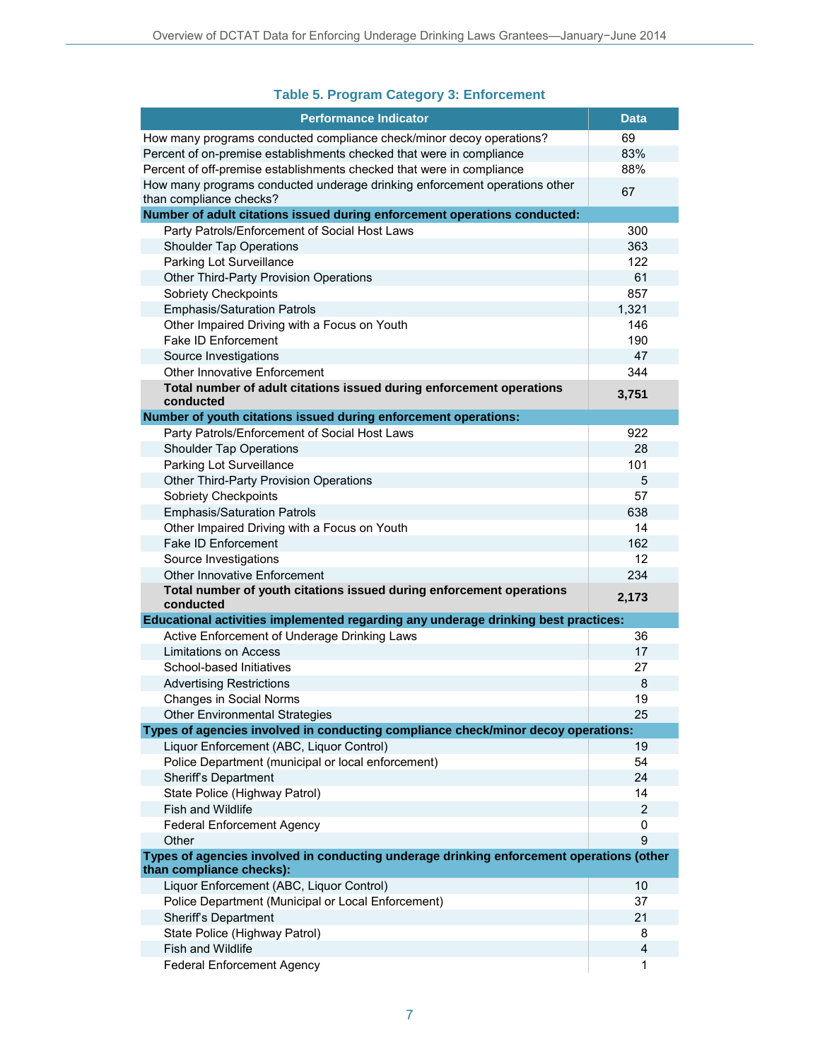### Table 5. Program Category 3: Enforcement

| Performance Indicator | Data |
|---|---|
| How many programs conducted compliance check/minor decoy operations? | 69 |
| Percent of on-premise establishments checked that were in compliance | 83% |
| Percent of off-premise establishments checked that were in compliance | 88% |
| How many programs conducted underage drinking enforcement operations other than compliance checks? | 67 |
| **Number of adult citations issued during enforcement operations conducted:** | |
| Party Patrols/Enforcement of Social Host Laws | 300 |
| Shoulder Tap Operations | 363 |
| Parking Lot Surveillance | 122 |
| Other Third-Party Provision Operations | 61 |
| Sobriety Checkpoints | 857 |
| Emphasis/Saturation Patrols | 1,321 |
| Other Impaired Driving with a Focus on Youth | 146 |
| Fake ID Enforcement | 190 |
| Source Investigations | 47 |
| Other Innovative Enforcement | 344 |
| **Total number of adult citations issued during enforcement operations conducted** | **3,751** |
| **Number of youth citations issued during enforcement operations:** | |
| Party Patrols/Enforcement of Social Host Laws | 922 |
| Shoulder Tap Operations | 28 |
| Parking Lot Surveillance | 101 |
| Other Third-Party Provision Operations | 5 |
| Sobriety Checkpoints | 57 |
| Emphasis/Saturation Patrols | 638 |
| Other Impaired Driving with a Focus on Youth | 14 |
| Fake ID Enforcement | 162 |
| Source Investigations | 12 |
| Other Innovative Enforcement | 234 |
| **Total number of youth citations issued during enforcement operations conducted** | **2,173** |
| **Educational activities implemented regarding any underage drinking best practices:** | |
| Active Enforcement of Underage Drinking Laws | 36 |
| Limitations on Access | 17 |
| School-based Initiatives | 27 |
| Advertising Restrictions | 8 |
| Changes in Social Norms | 19 |
| Other Environmental Strategies | 25 |
| **Types of agencies involved in conducting compliance check/minor decoy operations:** | |
| Liquor Enforcement (ABC, Liquor Control) | 19 |
| Police Department (municipal or local enforcement) | 54 |
| Sheriff's Department | 24 |
| State Police (Highway Patrol) | 14 |
| Fish and Wildlife | 2 |
| Federal Enforcement Agency | 0 |
| Other | 9 |
| **Types of agencies involved in conducting underage drinking enforcement operations (other than compliance checks):** | |
| Liquor Enforcement (ABC, Liquor Control) | 10 |
| Police Department (Municipal or Local Enforcement) | 37 |
| Sheriff's Department | 21 |
| State Police (Highway Patrol) | 8 |
| Fish and Wildlife | 4 |
| Federal Enforcement Agency | 1 |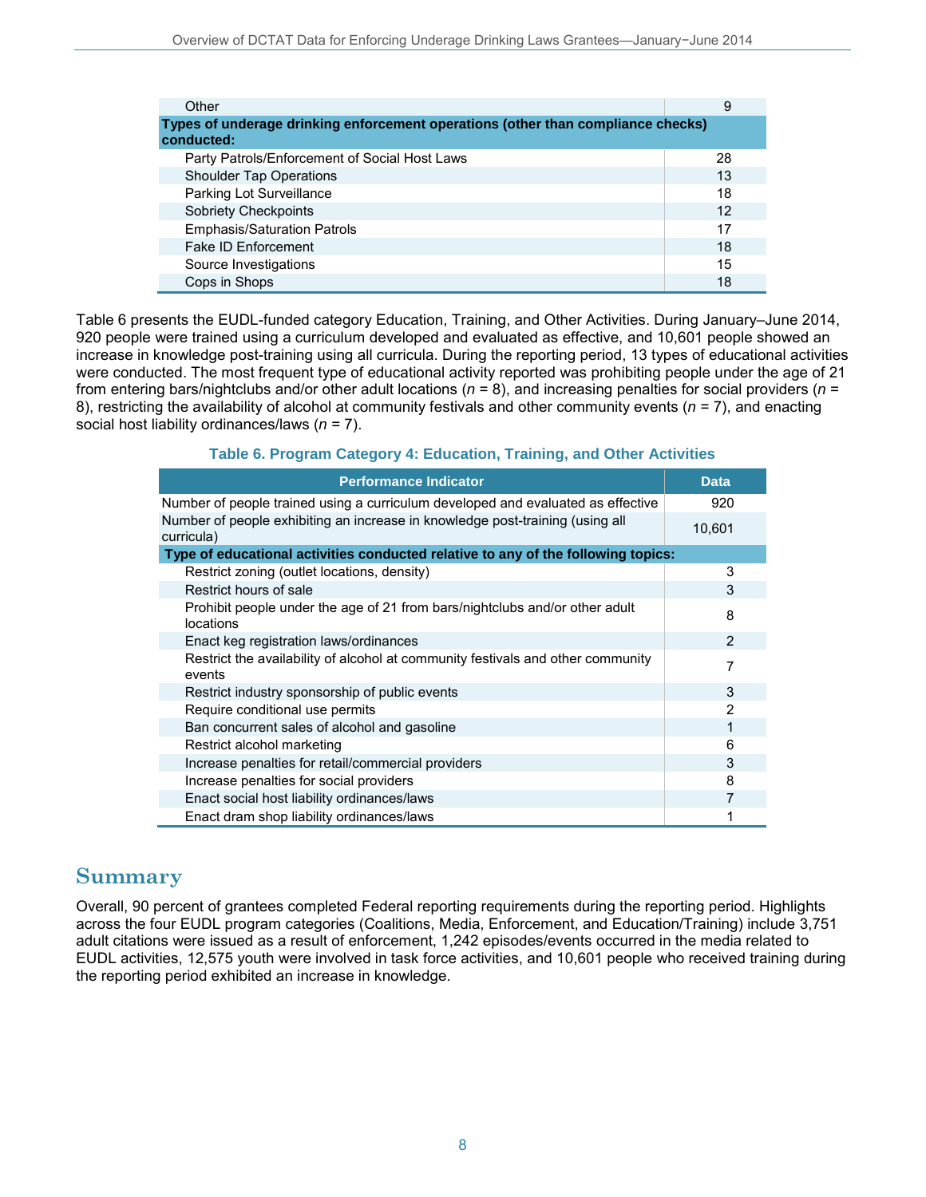| | |
|---|---|
| Other | 9 |
| **Types of underage drinking enforcement operations (other than compliance checks) conducted:** | |
| Party Patrols/Enforcement of Social Host Laws | 28 |
| Shoulder Tap Operations | 13 |
| Parking Lot Surveillance | 18 |
| Sobriety Checkpoints | 12 |
| Emphasis/Saturation Patrols | 17 |
| Fake ID Enforcement | 18 |
| Source Investigations | 15 |
| Cops in Shops | 18 |

Table 6 presents the EUDL-funded category Education, Training, and Other Activities. During January–June 2014, 920 people were trained using a curriculum developed and evaluated as effective, and 10,601 people showed an increase in knowledge post-training using all curricula. During the reporting period, 13 types of educational activities were conducted. The most frequent type of educational activity reported was prohibiting people under the age of 21 from entering bars/nightclubs and/or other adult locations ($n$ = 8), and increasing penalties for social providers ($n$ = 8), restricting the availability of alcohol at community festivals and other community events ($n$ = 7), and enacting social host liability ordinances/laws ($n$ = 7).

**Table 6. Program Category 4: Education, Training, and Other Activities**

| Performance Indicator | Data |
|---|---|
| Number of people trained using a curriculum developed and evaluated as effective | 920 |
| Number of people exhibiting an increase in knowledge post-training (using all curricula) | 10,601 |
| **Type of educational activities conducted relative to any of the following topics:** | |
| Restrict zoning (outlet locations, density) | 3 |
| Restrict hours of sale | 3 |
| Prohibit people under the age of 21 from bars/nightclubs and/or other adult locations | 8 |
| Enact keg registration laws/ordinances | 2 |
| Restrict the availability of alcohol at community festivals and other community events | 7 |
| Restrict industry sponsorship of public events | 3 |
| Require conditional use permits | 2 |
| Ban concurrent sales of alcohol and gasoline | 1 |
| Restrict alcohol marketing | 6 |
| Increase penalties for retail/commercial providers | 3 |
| Increase penalties for social providers | 8 |
| Enact social host liability ordinances/laws | 7 |
| Enact dram shop liability ordinances/laws | 1 |

## Summary

Overall, 90 percent of grantees completed Federal reporting requirements during the reporting period. Highlights across the four EUDL program categories (Coalitions, Media, Enforcement, and Education/Training) include 3,751 adult citations were issued as a result of enforcement, 1,242 episodes/events occurred in the media related to EUDL activities, 12,575 youth were involved in task force activities, and 10,601 people who received training during the reporting period exhibited an increase in knowledge.